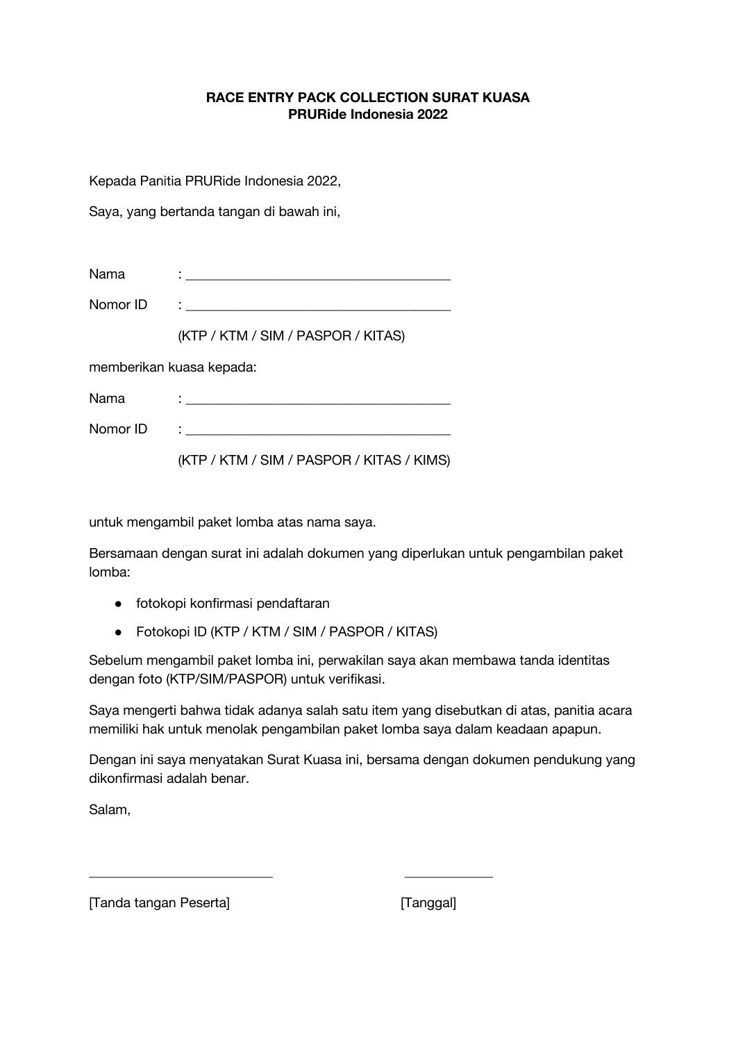**RACE ENTRY PACK COLLECTION SURAT KUASA**
**PRURide Indonesia 2022**

Kepada Panitia PRURide Indonesia 2022,

Saya, yang bertanda tangan di bawah ini,

Nama : _______________________________________

Nomor ID : _______________________________________

(KTP / KTM / SIM / PASPOR / KITAS)

memberikan kuasa kepada:

Nama : _______________________________________

Nomor ID : _______________________________________

(KTP / KTM / SIM / PASPOR / KITAS / KIMS)

untuk mengambil paket lomba atas nama saya.

Bersamaan dengan surat ini adalah dokumen yang diperlukan untuk pengambilan paket lomba:

- fotokopi konfirmasi pendaftaran
- Fotokopi ID (KTP / KTM / SIM / PASPOR / KITAS)

Sebelum mengambil paket lomba ini, perwakilan saya akan membawa tanda identitas dengan foto (KTP/SIM/PASPOR) untuk verifikasi.

Saya mengerti bahwa tidak adanya salah satu item yang disebutkan di atas, panitia acara memiliki hak untuk menolak pengambilan paket lomba saya dalam keadaan apapun.

Dengan ini saya menyatakan Surat Kuasa ini, bersama dengan dokumen pendukung yang dikonfirmasi adalah benar.

Salam,

___________________________ _____________

[Tanda tangan Peserta] [Tanggal]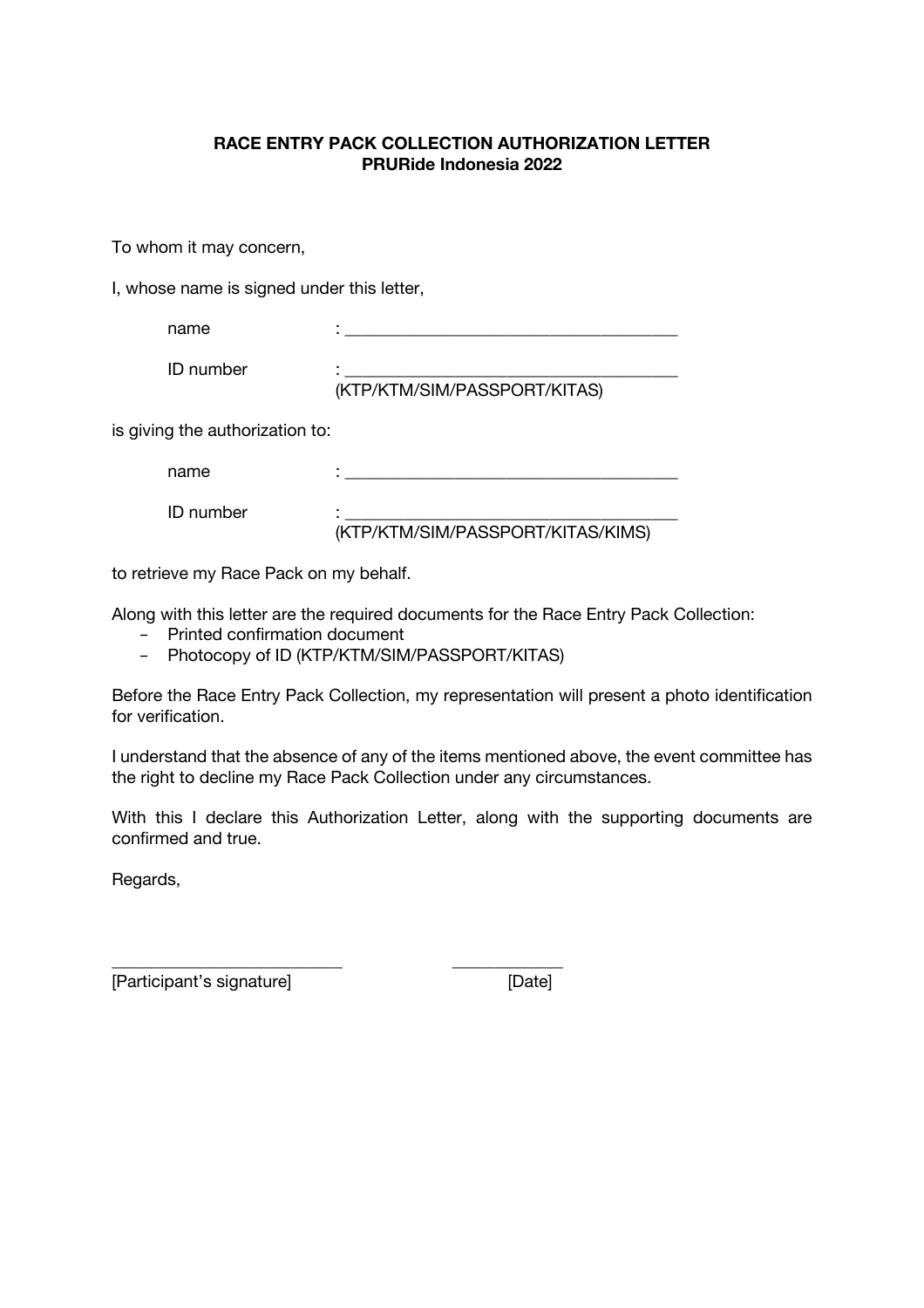**RACE ENTRY PACK COLLECTION AUTHORIZATION LETTER**
**PRURide Indonesia 2022**

To whom it may concern,

I, whose name is signed under this letter,

name : ______________________________________

ID number : ______________________________________
(KTP/KTM/SIM/PASSPORT/KITAS)

is giving the authorization to:

name : ______________________________________

ID number : ______________________________________
(KTP/KTM/SIM/PASSPORT/KITAS/KIMS)

to retrieve my Race Pack on my behalf.

Along with this letter are the required documents for the Race Entry Pack Collection:

- Printed confirmation document
- Photocopy of ID (KTP/KTM/SIM/PASSPORT/KITAS)

Before the Race Entry Pack Collection, my representation will present a photo identification for verification.

I understand that the absence of any of the items mentioned above, the event committee has the right to decline my Race Pack Collection under any circumstances.

With this I declare this Authorization Letter, along with the supporting documents are confirmed and true.

Regards,

__________________________ _____________
[Participant's signature] [Date]